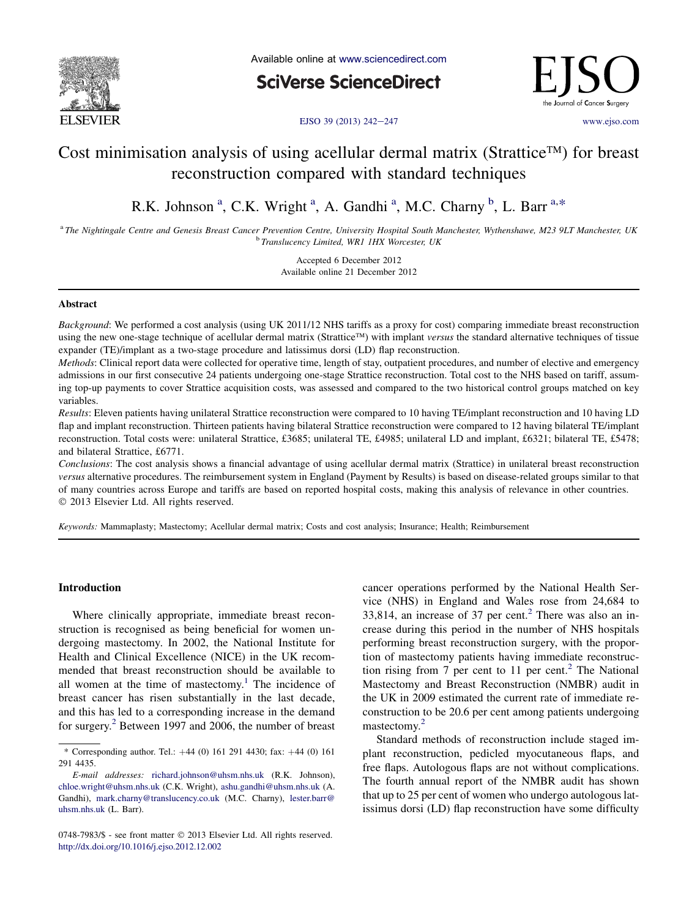# Cost minimisation analysis of using acellular dermal matrix (Strattice™) for breast reconstruction compared with standard techniques

R.K. Johnson [a], C.K. Wright [a], A. Gandhi [a], M.C. Charny [b], L. Barr [a,*]

[a] The Nightingale Centre and Genesis Breast Cancer Prevention Centre, University Hospital South Manchester, Wythenshawe, M23 9LT Manchester, UK

[b] Translucency Limited, WR1 1HX Worcester, UK

Accepted 6 December 2012
Available online 21 December 2012

## Abstract

*Background*: We performed a cost analysis (using UK 2011/12 NHS tariffs as a proxy for cost) comparing immediate breast reconstruction using the new one-stage technique of acellular dermal matrix (Strattice™) with implant *versus* the standard alternative techniques of tissue expander (TE)/implant as a two-stage procedure and latissimus dorsi (LD) flap reconstruction.

*Methods*: Clinical report data were collected for operative time, length of stay, outpatient procedures, and number of elective and emergency admissions in our first consecutive 24 patients undergoing one-stage Strattice reconstruction. Total cost to the NHS based on tariff, assuming top-up payments to cover Strattice acquisition costs, was assessed and compared to the two historical control groups matched on key variables.

*Results*: Eleven patients having unilateral Strattice reconstruction were compared to 10 having TE/implant reconstruction and 10 having LD flap and implant reconstruction. Thirteen patients having bilateral Strattice reconstruction were compared to 12 having bilateral TE/implant reconstruction. Total costs were: unilateral Strattice, £3685; unilateral TE, £4985; unilateral LD and implant, £6321; bilateral TE, £5478; and bilateral Strattice, £6771.

*Conclusions*: The cost analysis shows a financial advantage of using acellular dermal matrix (Strattice) in unilateral breast reconstruction *versus* alternative procedures. The reimbursement system in England (Payment by Results) is based on disease-related groups similar to that of many countries across Europe and tariffs are based on reported hospital costs, making this analysis of relevance in other countries.

© 2013 Elsevier Ltd. All rights reserved.

*Keywords:* Mammaplasty; Mastectomy; Acellular dermal matrix; Costs and cost analysis; Insurance; Health; Reimbursement

## Introduction

Where clinically appropriate, immediate breast reconstruction is recognised as being beneficial for women undergoing mastectomy. In 2002, the National Institute for Health and Clinical Excellence (NICE) in the UK recommended that breast reconstruction should be available to all women at the time of mastectomy.[1] The incidence of breast cancer has risen substantially in the last decade, and this has led to a corresponding increase in the demand for surgery.[2] Between 1997 and 2006, the number of breast cancer operations performed by the National Health Service (NHS) in England and Wales rose from 24,684 to 33,814, an increase of 37 per cent.[2] There was also an increase during this period in the number of NHS hospitals performing breast reconstruction surgery, with the proportion of mastectomy patients having immediate reconstruction rising from 7 per cent to 11 per cent.[2] The National Mastectomy and Breast Reconstruction (NMBR) audit in the UK in 2009 estimated the current rate of immediate reconstruction to be 20.6 per cent among patients undergoing mastectomy.[2]

Standard methods of reconstruction include staged implant reconstruction, pedicled myocutaneous flaps, and free flaps. Autologous flaps are not without complications. The fourth annual report of the NMBR audit has shown that up to 25 per cent of women who undergo autologous latissimus dorsi (LD) flap reconstruction have some difficulty

* Corresponding author. Tel.: +44 (0) 161 291 4430; fax: +44 (0) 161 291 4435.

*E-mail addresses:* richard.johnson@uhsm.nhs.uk (R.K. Johnson), chloe.wright@uhsm.nhs.uk (C.K. Wright), ashu.gandhi@uhsm.nhs.uk (A. Gandhi), mark.charny@translucency.co.uk (M.C. Charny), lester.barr@uhsm.nhs.uk (L. Barr).

0748-7983/$ - see front matter © 2013 Elsevier Ltd. All rights reserved.
http://dx.doi.org/10.1016/j.ejso.2012.12.002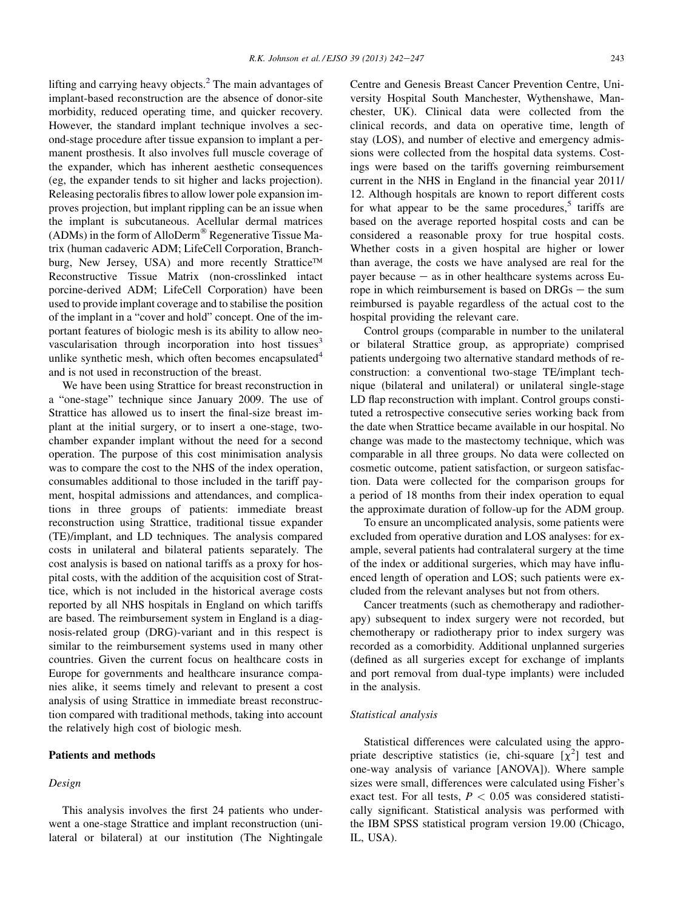lifting and carrying heavy objects.[2] The main advantages of implant-based reconstruction are the absence of donor-site morbidity, reduced operating time, and quicker recovery. However, the standard implant technique involves a second-stage procedure after tissue expansion to implant a permanent prosthesis. It also involves full muscle coverage of the expander, which has inherent aesthetic consequences (eg, the expander tends to sit higher and lacks projection). Releasing pectoralis fibres to allow lower pole expansion improves projection, but implant rippling can be an issue when the implant is subcutaneous. Acellular dermal matrices (ADMs) in the form of AlloDerm® Regenerative Tissue Matrix (human cadaveric ADM; LifeCell Corporation, Branchburg, New Jersey, USA) and more recently Strattice™ Reconstructive Tissue Matrix (non-crosslinked intact porcine-derived ADM; LifeCell Corporation) have been used to provide implant coverage and to stabilise the position of the implant in a "cover and hold" concept. One of the important features of biologic mesh is its ability to allow neovascularisation through incorporation into host tissues[3] unlike synthetic mesh, which often becomes encapsulated[4] and is not used in reconstruction of the breast.

We have been using Strattice for breast reconstruction in a "one-stage" technique since January 2009. The use of Strattice has allowed us to insert the final-size breast implant at the initial surgery, or to insert a one-stage, two-chamber expander implant without the need for a second operation. The purpose of this cost minimisation analysis was to compare the cost to the NHS of the index operation, consumables additional to those included in the tariff payment, hospital admissions and attendances, and complications in three groups of patients: immediate breast reconstruction using Strattice, traditional tissue expander (TE)/implant, and LD techniques. The analysis compared costs in unilateral and bilateral patients separately. The cost analysis is based on national tariffs as a proxy for hospital costs, with the addition of the acquisition cost of Strattice, which is not included in the historical average costs reported by all NHS hospitals in England on which tariffs are based. The reimbursement system in England is a diagnosis-related group (DRG)-variant and in this respect is similar to the reimbursement systems used in many other countries. Given the current focus on healthcare costs in Europe for governments and healthcare insurance companies alike, it seems timely and relevant to present a cost analysis of using Strattice in immediate breast reconstruction compared with traditional methods, taking into account the relatively high cost of biologic mesh.

## Patients and methods

### *Design*

This analysis involves the first 24 patients who underwent a one-stage Strattice and implant reconstruction (unilateral or bilateral) at our institution (The Nightingale Centre and Genesis Breast Cancer Prevention Centre, University Hospital South Manchester, Wythenshawe, Manchester, UK). Clinical data were collected from the clinical records, and data on operative time, length of stay (LOS), and number of elective and emergency admissions were collected from the hospital data systems. Costings were based on the tariffs governing reimbursement current in the NHS in England in the financial year 2011/12. Although hospitals are known to report different costs for what appear to be the same procedures,[5] tariffs are based on the average reported hospital costs and can be considered a reasonable proxy for true hospital costs. Whether costs in a given hospital are higher or lower than average, the costs we have analysed are real for the payer because – as in other healthcare systems across Europe in which reimbursement is based on DRGs – the sum reimbursed is payable regardless of the actual cost to the hospital providing the relevant care.

Control groups (comparable in number to the unilateral or bilateral Strattice group, as appropriate) comprised patients undergoing two alternative standard methods of reconstruction: a conventional two-stage TE/implant technique (bilateral and unilateral) or unilateral single-stage LD flap reconstruction with implant. Control groups constituted a retrospective consecutive series working back from the date when Strattice became available in our hospital. No change was made to the mastectomy technique, which was comparable in all three groups. No data were collected on cosmetic outcome, patient satisfaction, or surgeon satisfaction. Data were collected for the comparison groups for a period of 18 months from their index operation to equal the approximate duration of follow-up for the ADM group.

To ensure an uncomplicated analysis, some patients were excluded from operative duration and LOS analyses: for example, several patients had contralateral surgery at the time of the index or additional surgeries, which may have influenced length of operation and LOS; such patients were excluded from the relevant analyses but not from others.

Cancer treatments (such as chemotherapy and radiotherapy) subsequent to index surgery were not recorded, but chemotherapy or radiotherapy prior to index surgery was recorded as a comorbidity. Additional unplanned surgeries (defined as all surgeries except for exchange of implants and port removal from dual-type implants) were included in the analysis.

### *Statistical analysis*

Statistical differences were calculated using the appropriate descriptive statistics (ie, chi-square [$\chi^2$] test and one-way analysis of variance [ANOVA]). Where sample sizes were small, differences were calculated using Fisher's exact test. For all tests, $P < 0.05$ was considered statistically significant. Statistical analysis was performed with the IBM SPSS statistical program version 19.00 (Chicago, IL, USA).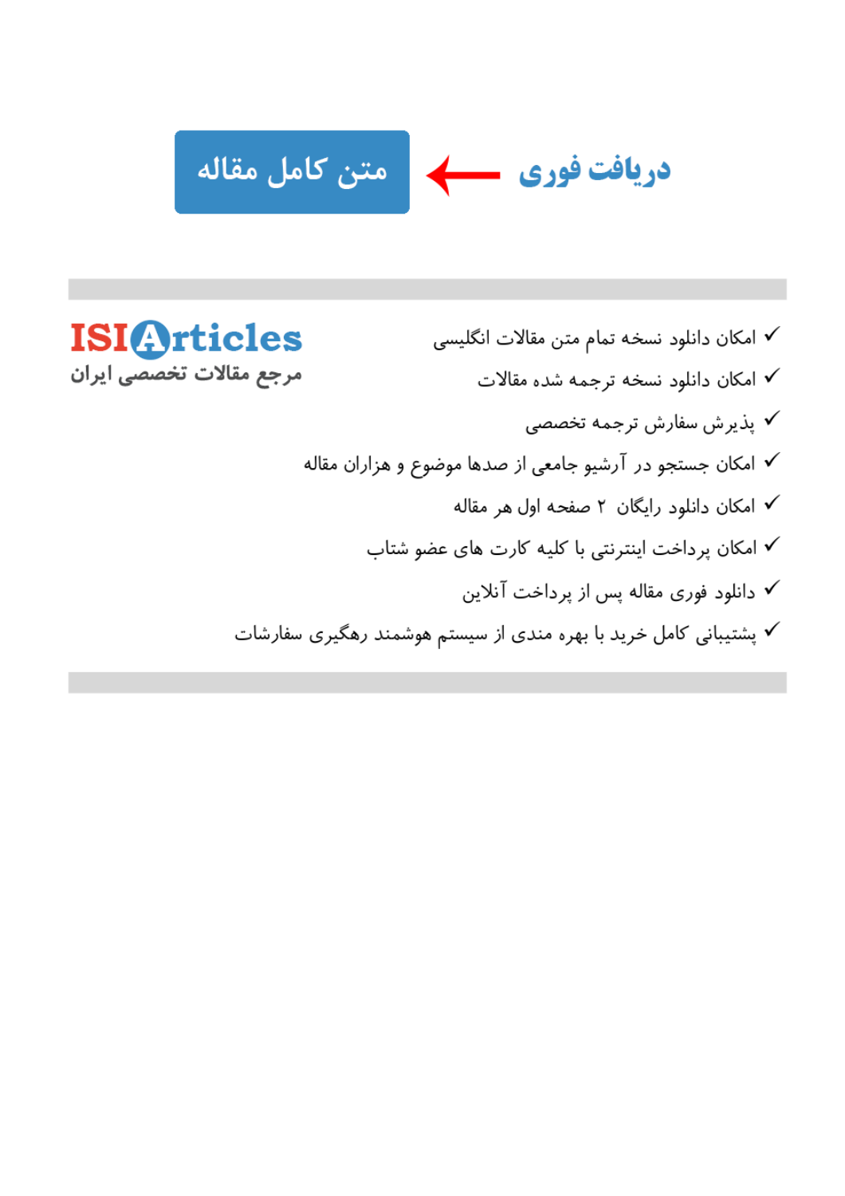دریافت فوری ← متن کامل مقاله

**ISIArticles**
مرجع مقالات تخصصی ایران

- ✓ امکان دانلود نسخه تمام متن مقالات انگلیسی
- ✓ امکان دانلود نسخه ترجمه شده مقالات
- ✓ پذیرش سفارش ترجمه تخصصی
- ✓ امکان جستجو در آرشیو جامعی از صدها موضوع و هزاران مقاله
- ✓ امکان دانلود رایگان ۲ صفحه اول هر مقاله
- ✓ امکان پرداخت اینترنتی با کلیه کارت های عضو شتاب
- ✓ دانلود فوری مقاله پس از پرداخت آنلاین
- ✓ پشتیبانی کامل خرید با بهره مندی از سیستم هوشمند رهگیری سفارشات